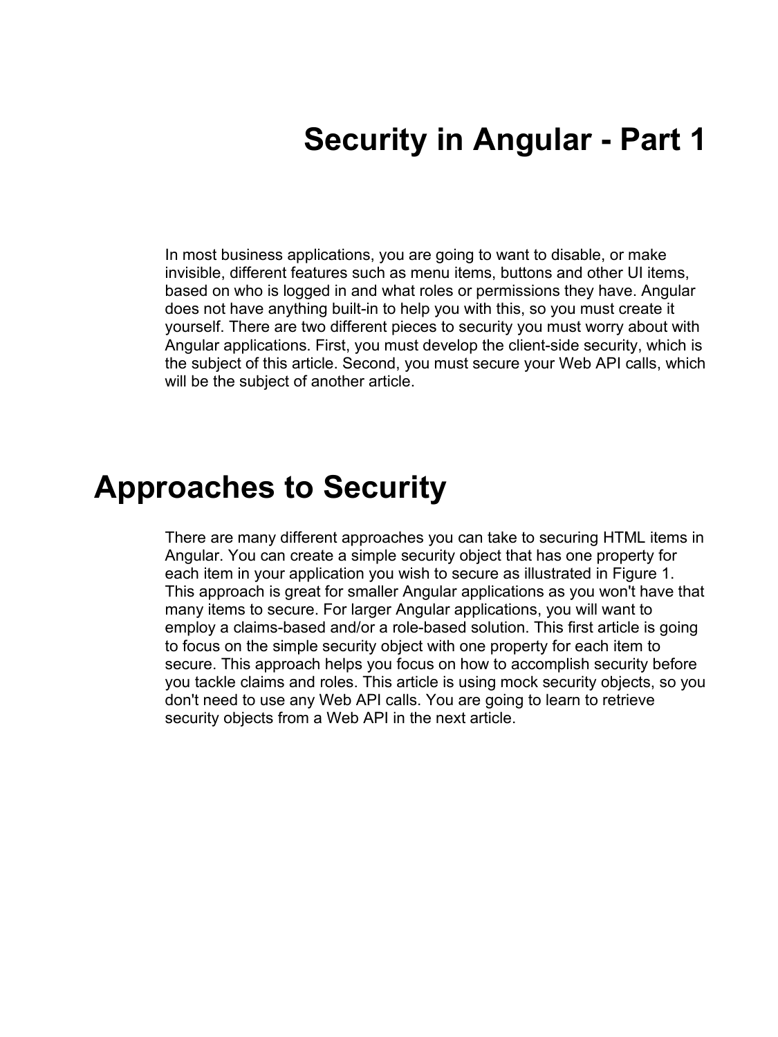# Security in Angular - Part 1

In most business applications, you are going to want to disable, or make invisible, different features such as menu items, buttons and other UI items, based on who is logged in and what roles or permissions they have. Angular does not have anything built-in to help you with this, so you must create it yourself. There are two different pieces to security you must worry about with Angular applications. First, you must develop the client-side security, which is the subject of this article. Second, you must secure your Web API calls, which will be the subject of another article.

## Approaches to Security

There are many different approaches you can take to securing HTML items in Angular. You can create a simple security object that has one property for each item in your application you wish to secure as illustrated in Figure 1. This approach is great for smaller Angular applications as you won't have that many items to secure. For larger Angular applications, you will want to employ a claims-based and/or a role-based solution. This first article is going to focus on the simple security object with one property for each item to secure. This approach helps you focus on how to accomplish security before you tackle claims and roles. This article is using mock security objects, so you don't need to use any Web API calls. You are going to learn to retrieve security objects from a Web API in the next article.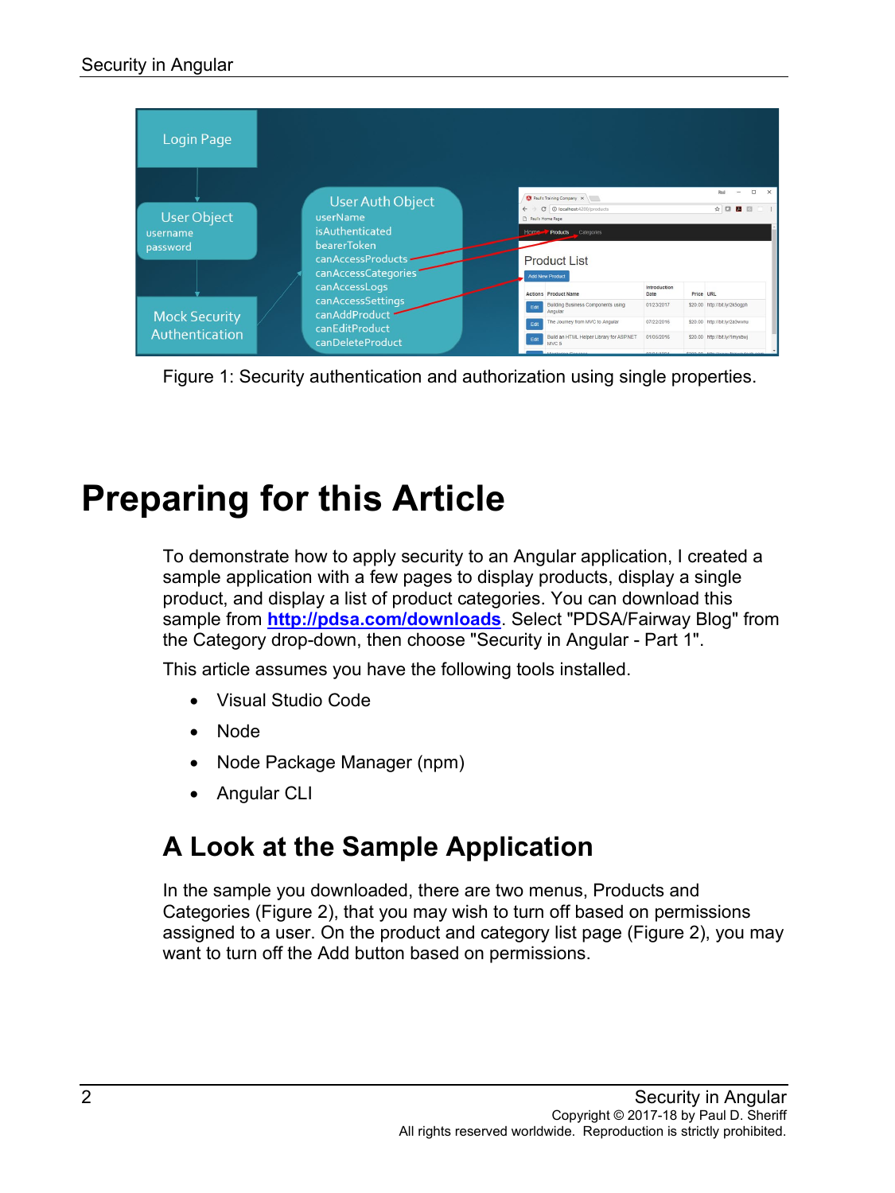Figure 1: Security authentication and authorization using single properties.

# Preparing for this Article

To demonstrate how to apply security to an Angular application, I created a sample application with a few pages to display products, display a single product, and display a list of product categories. You can download this sample from **http://pdsa.com/downloads**. Select "PDSA/Fairway Blog" from the Category drop-down, then choose "Security in Angular - Part 1".

This article assumes you have the following tools installed.

- Visual Studio Code
- Node
- Node Package Manager (npm)
- Angular CLI

## A Look at the Sample Application

In the sample you downloaded, there are two menus, Products and Categories (Figure 2), that you may wish to turn off based on permissions assigned to a user. On the product and category list page (Figure 2), you may want to turn off the Add button based on permissions.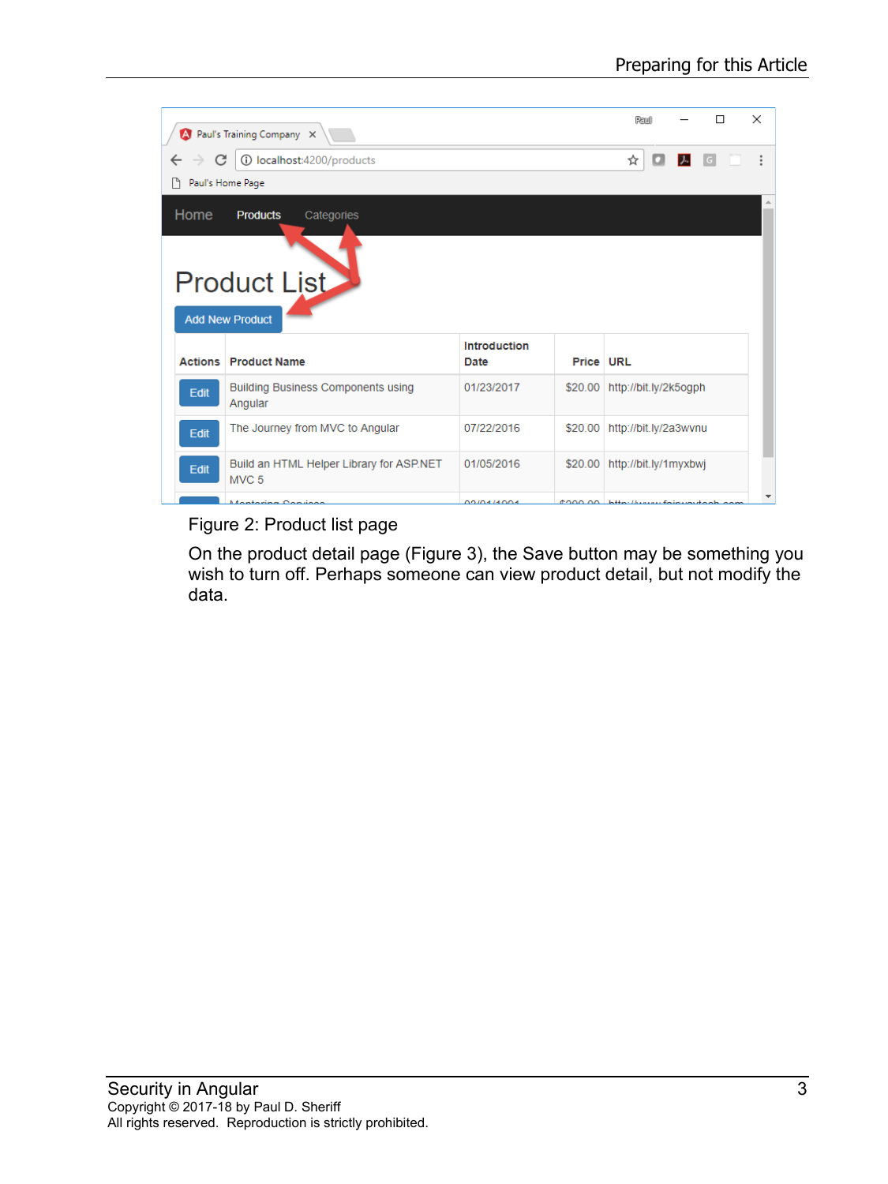Figure 2: Product list page

On the product detail page (Figure 3), the Save button may be something you wish to turn off. Perhaps someone can view product detail, but not modify the data.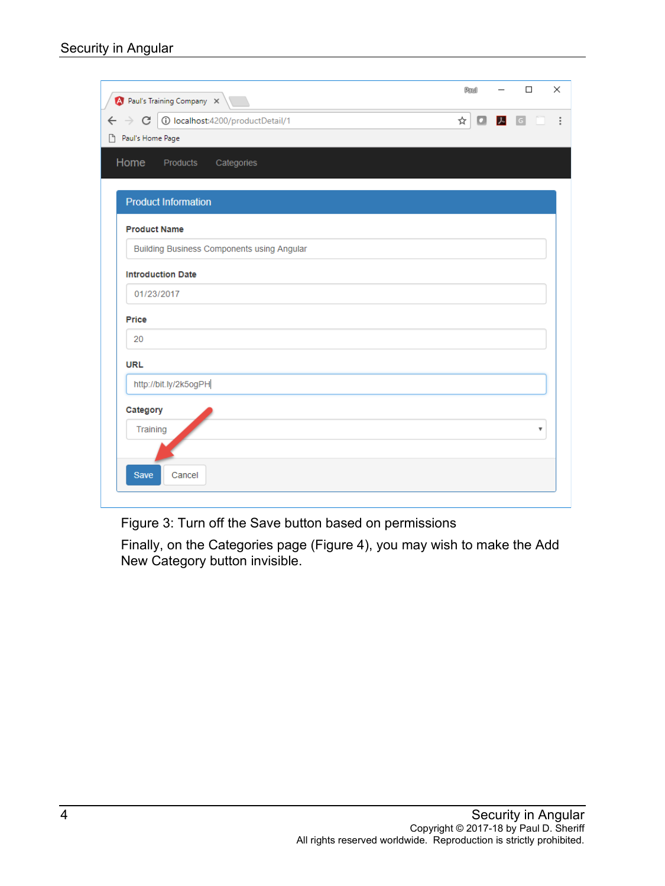Figure 3: Turn off the Save button based on permissions

Finally, on the Categories page (Figure 4), you may wish to make the Add New Category button invisible.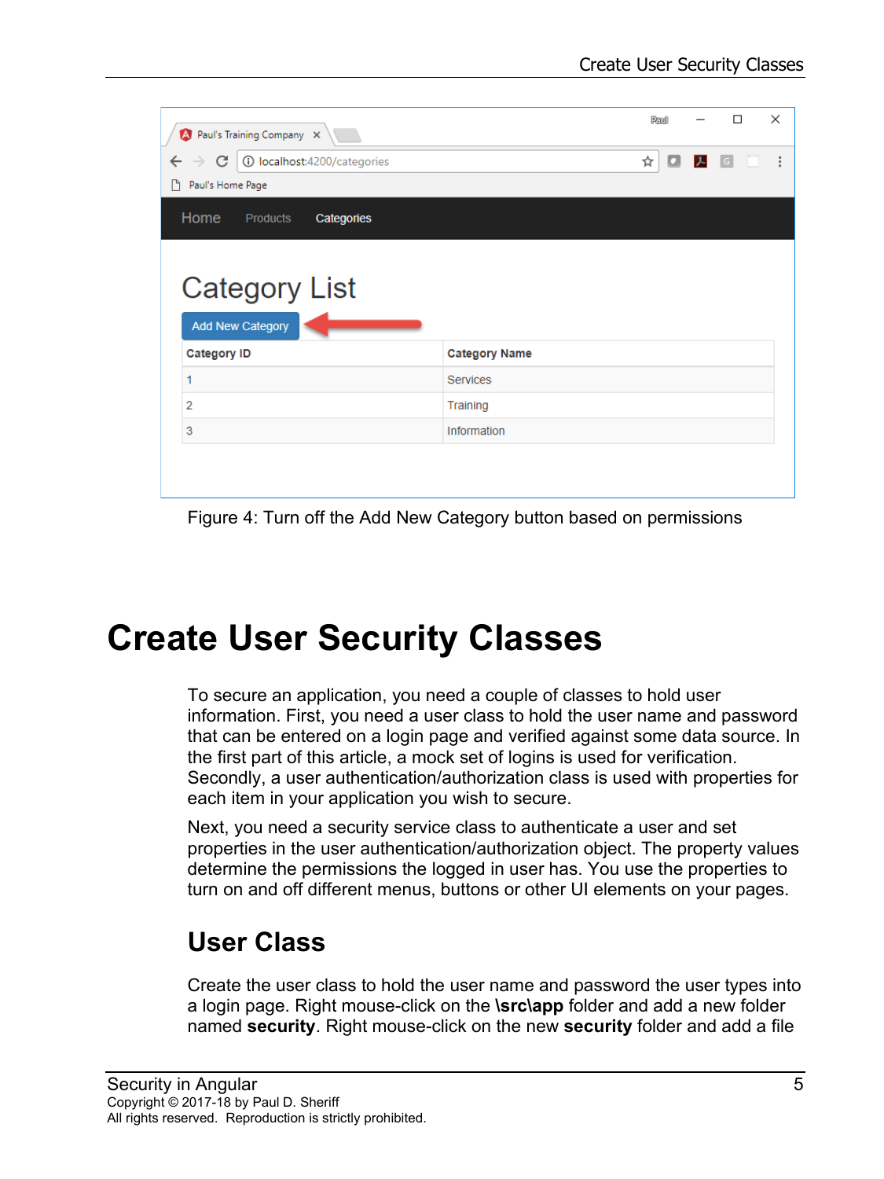Figure 4: Turn off the Add New Category button based on permissions

# Create User Security Classes

To secure an application, you need a couple of classes to hold user information. First, you need a user class to hold the user name and password that can be entered on a login page and verified against some data source. In the first part of this article, a mock set of logins is used for verification. Secondly, a user authentication/authorization class is used with properties for each item in your application you wish to secure.

Next, you need a security service class to authenticate a user and set properties in the user authentication/authorization object. The property values determine the permissions the logged in user has. You use the properties to turn on and off different menus, buttons or other UI elements on your pages.

## User Class

Create the user class to hold the user name and password the user types into a login page. Right mouse-click on the **\src\app** folder and add a new folder named **security**. Right mouse-click on the new **security** folder and add a file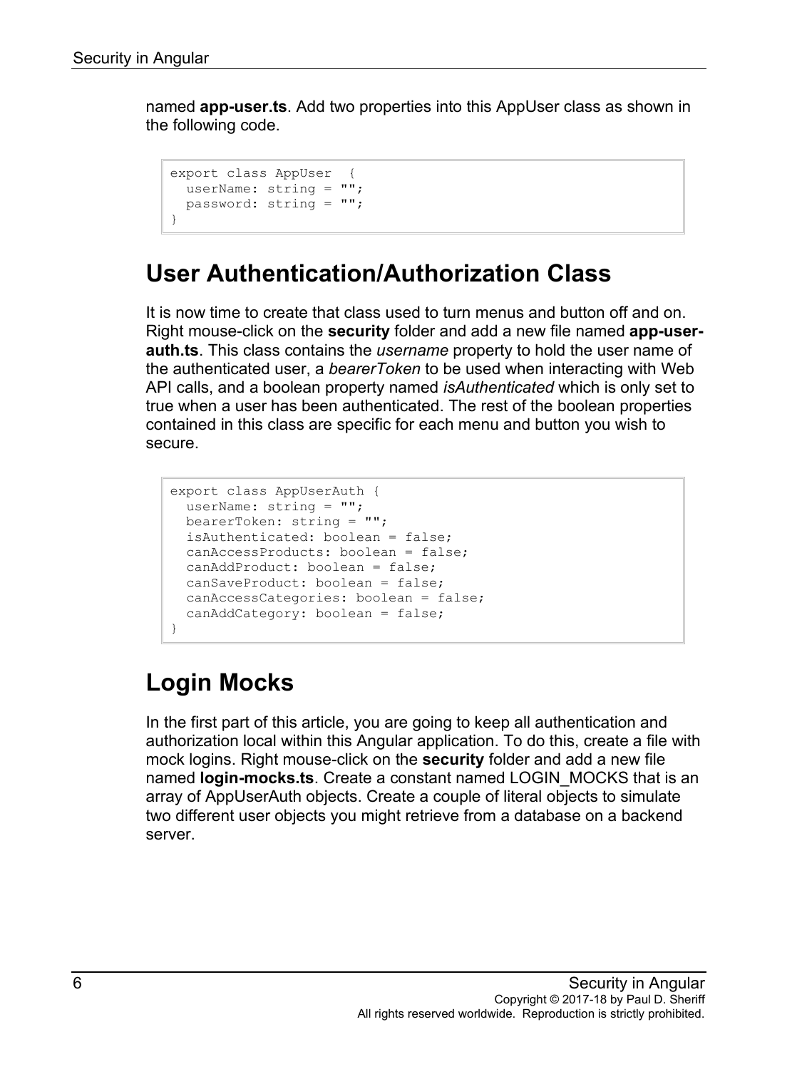named **app-user.ts**. Add two properties into this AppUser class as shown in the following code.

```
export class AppUser  {
  userName: string = "";
  password: string = "";
}
```

## User Authentication/Authorization Class

It is now time to create that class used to turn menus and button off and on. Right mouse-click on the **security** folder and add a new file named **app-user-auth.ts**. This class contains the *username* property to hold the user name of the authenticated user, a *bearerToken* to be used when interacting with Web API calls, and a boolean property named *isAuthenticated* which is only set to true when a user has been authenticated. The rest of the boolean properties contained in this class are specific for each menu and button you wish to secure.

```
export class AppUserAuth {
  userName: string = "";
  bearerToken: string = "";
  isAuthenticated: boolean = false;
  canAccessProducts: boolean = false;
  canAddProduct: boolean = false;
  canSaveProduct: boolean = false;
  canAccessCategories: boolean = false;
  canAddCategory: boolean = false;
}
```

## Login Mocks

In the first part of this article, you are going to keep all authentication and authorization local within this Angular application. To do this, create a file with mock logins. Right mouse-click on the **security** folder and add a new file named **login-mocks.ts**. Create a constant named LOGIN_MOCKS that is an array of AppUserAuth objects. Create a couple of literal objects to simulate two different user objects you might retrieve from a database on a backend server.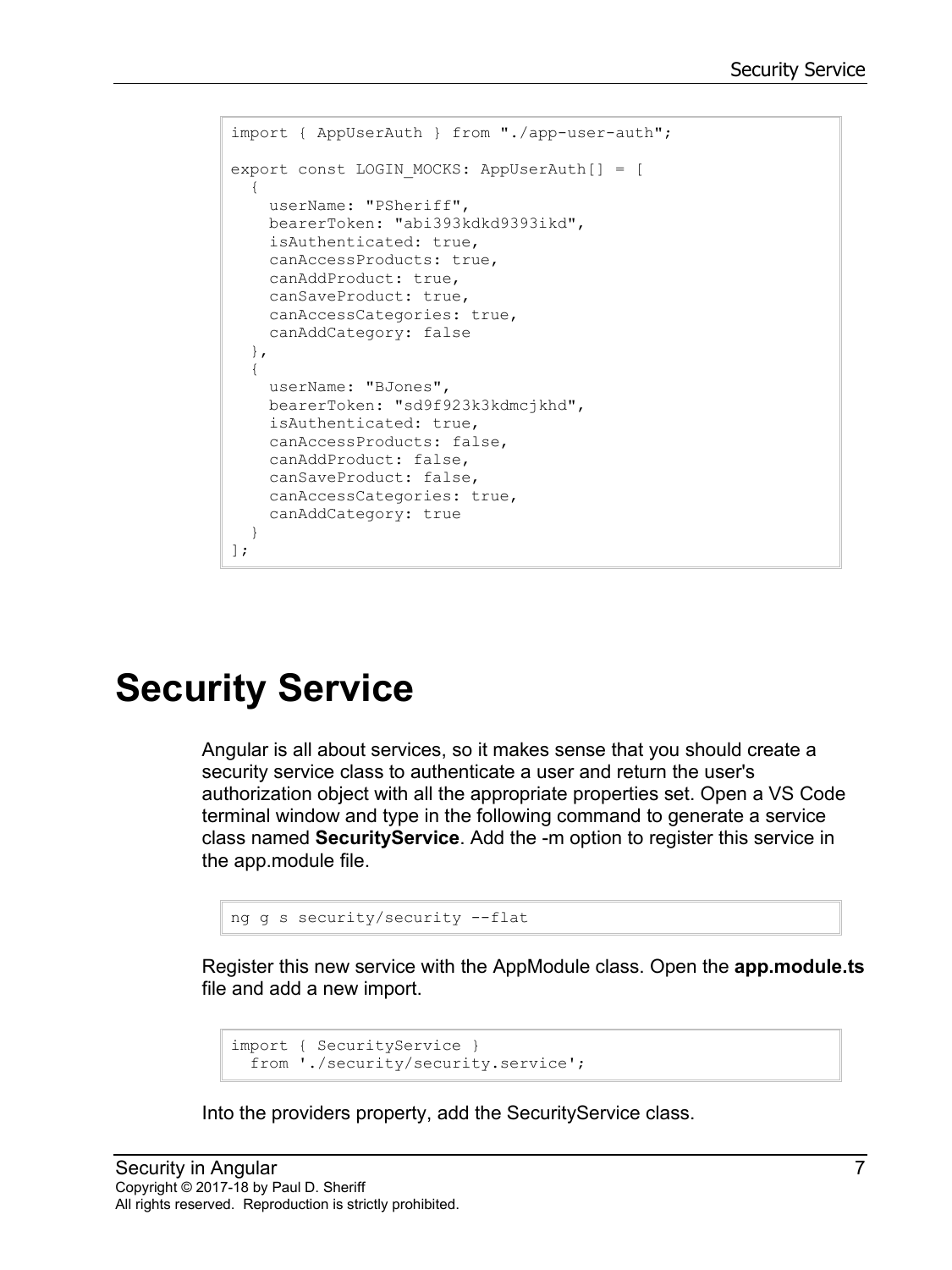```
import { AppUserAuth } from "./app-user-auth";

export const LOGIN_MOCKS: AppUserAuth[] = [
  {
    userName: "PSheriff",
    bearerToken: "abi393kdkd9393ikd",
    isAuthenticated: true,
    canAccessProducts: true,
    canAddProduct: true,
    canSaveProduct: true,
    canAccessCategories: true,
    canAddCategory: false
  },
  {
    userName: "BJones",
    bearerToken: "sd9f923k3kdmcjkhd",
    isAuthenticated: true,
    canAccessProducts: false,
    canAddProduct: false,
    canSaveProduct: false,
    canAccessCategories: true,
    canAddCategory: true
  }
];
```

# Security Service

Angular is all about services, so it makes sense that you should create a security service class to authenticate a user and return the user's authorization object with all the appropriate properties set. Open a VS Code terminal window and type in the following command to generate a service class named **SecurityService**. Add the -m option to register this service in the app.module file.

```
ng g s security/security --flat
```

Register this new service with the AppModule class. Open the **app.module.ts** file and add a new import.

```
import { SecurityService }
  from './security/security.service';
```

Into the providers property, add the SecurityService class.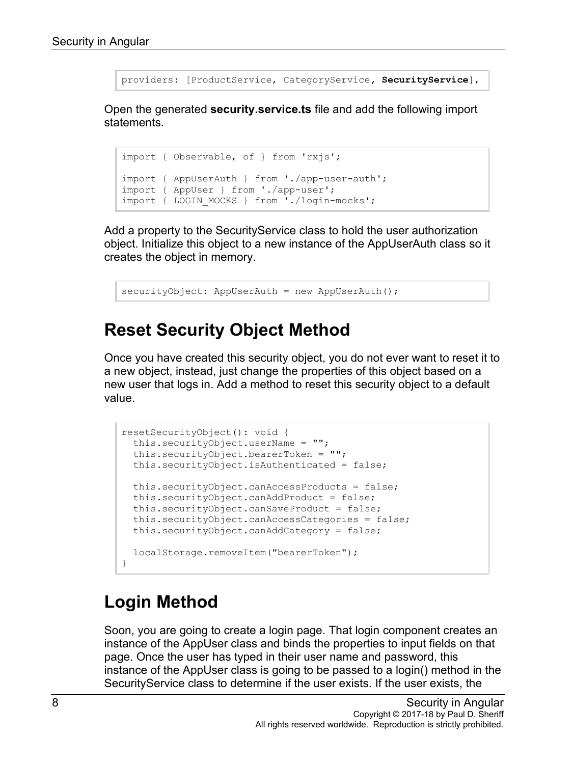```
providers: [ProductService, CategoryService, SecurityService],
```

Open the generated **security.service.ts** file and add the following import statements.

```
import { Observable, of } from 'rxjs';

import { AppUserAuth } from './app-user-auth';
import { AppUser } from './app-user';
import { LOGIN_MOCKS } from './login-mocks';
```

Add a property to the SecurityService class to hold the user authorization object. Initialize this object to a new instance of the AppUserAuth class so it creates the object in memory.

```
securityObject: AppUserAuth = new AppUserAuth();
```

## Reset Security Object Method

Once you have created this security object, you do not ever want to reset it to a new object, instead, just change the properties of this object based on a new user that logs in. Add a method to reset this security object to a default value.

```
resetSecurityObject(): void {
  this.securityObject.userName = "";
  this.securityObject.bearerToken = "";
  this.securityObject.isAuthenticated = false;

  this.securityObject.canAccessProducts = false;
  this.securityObject.canAddProduct = false;
  this.securityObject.canSaveProduct = false;
  this.securityObject.canAccessCategories = false;
  this.securityObject.canAddCategory = false;

  localStorage.removeItem("bearerToken");
}
```

## Login Method

Soon, you are going to create a login page. That login component creates an instance of the AppUser class and binds the properties to input fields on that page. Once the user has typed in their user name and password, this instance of the AppUser class is going to be passed to a login() method in the SecurityService class to determine if the user exists. If the user exists, the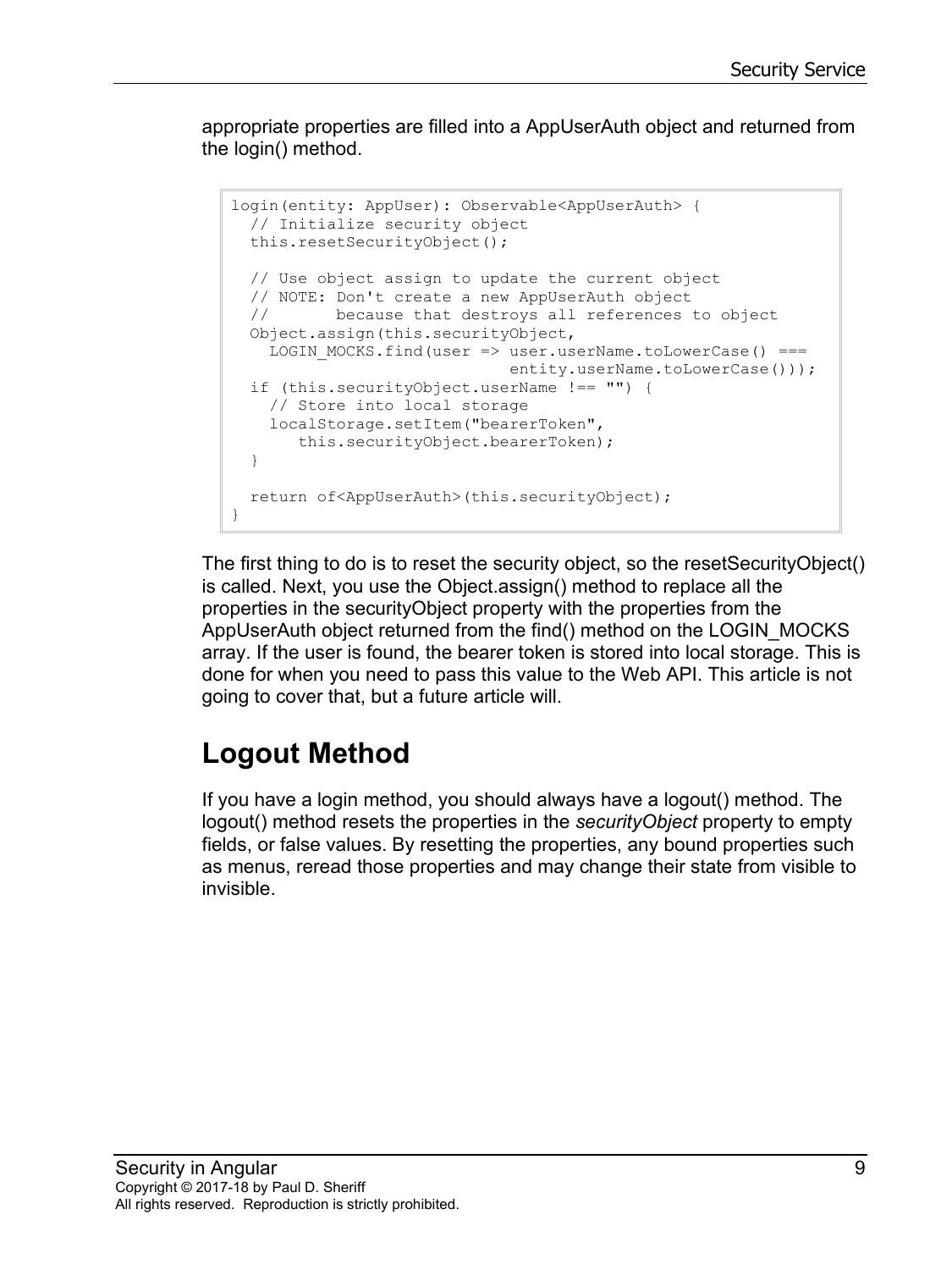appropriate properties are filled into a AppUserAuth object and returned from the login() method.

```
login(entity: AppUser): Observable<AppUserAuth> {
  // Initialize security object
  this.resetSecurityObject();

  // Use object assign to update the current object
  // NOTE: Don't create a new AppUserAuth object
  //       because that destroys all references to object
  Object.assign(this.securityObject,
    LOGIN_MOCKS.find(user => user.userName.toLowerCase() ===
                             entity.userName.toLowerCase()));
  if (this.securityObject.userName !== "") {
    // Store into local storage
    localStorage.setItem("bearerToken",
       this.securityObject.bearerToken);
  }

  return of<AppUserAuth>(this.securityObject);
}
```

The first thing to do is to reset the security object, so the resetSecurityObject() is called. Next, you use the Object.assign() method to replace all the properties in the securityObject property with the properties from the AppUserAuth object returned from the find() method on the LOGIN_MOCKS array. If the user is found, the bearer token is stored into local storage. This is done for when you need to pass this value to the Web API. This article is not going to cover that, but a future article will.

## Logout Method

If you have a login method, you should always have a logout() method. The logout() method resets the properties in the *securityObject* property to empty fields, or false values. By resetting the properties, any bound properties such as menus, reread those properties and may change their state from visible to invisible.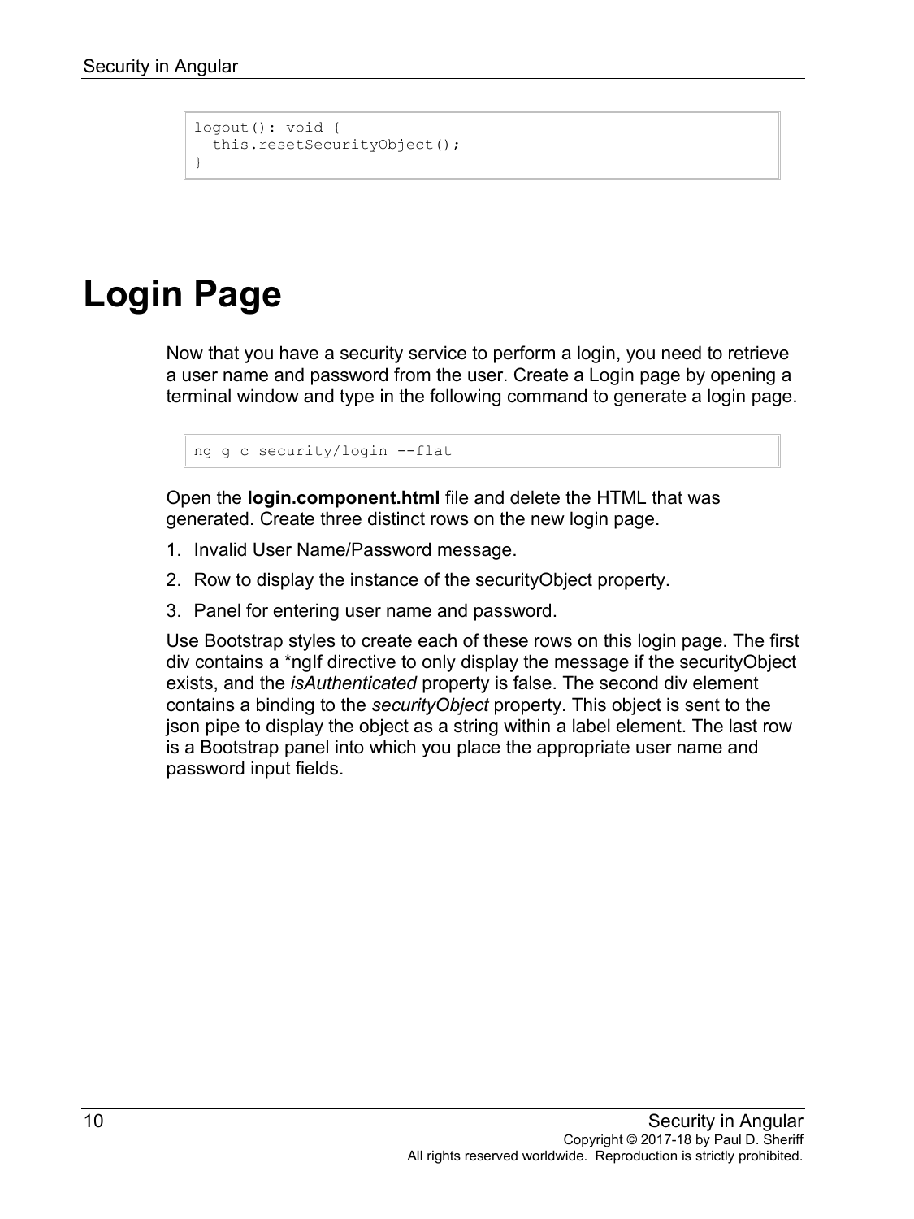```
logout(): void {
  this.resetSecurityObject();
}
```

# Login Page

Now that you have a security service to perform a login, you need to retrieve a user name and password from the user. Create a Login page by opening a terminal window and type in the following command to generate a login page.

```
ng g c security/login --flat
```

Open the **login.component.html** file and delete the HTML that was generated. Create three distinct rows on the new login page.

1. Invalid User Name/Password message.
2. Row to display the instance of the securityObject property.
3. Panel for entering user name and password.

Use Bootstrap styles to create each of these rows on this login page. The first div contains a *ngIf directive to only display the message if the securityObject exists, and the *isAuthenticated* property is false. The second div element contains a binding to the *securityObject* property. This object is sent to the json pipe to display the object as a string within a label element. The last row is a Bootstrap panel into which you place the appropriate user name and password input fields.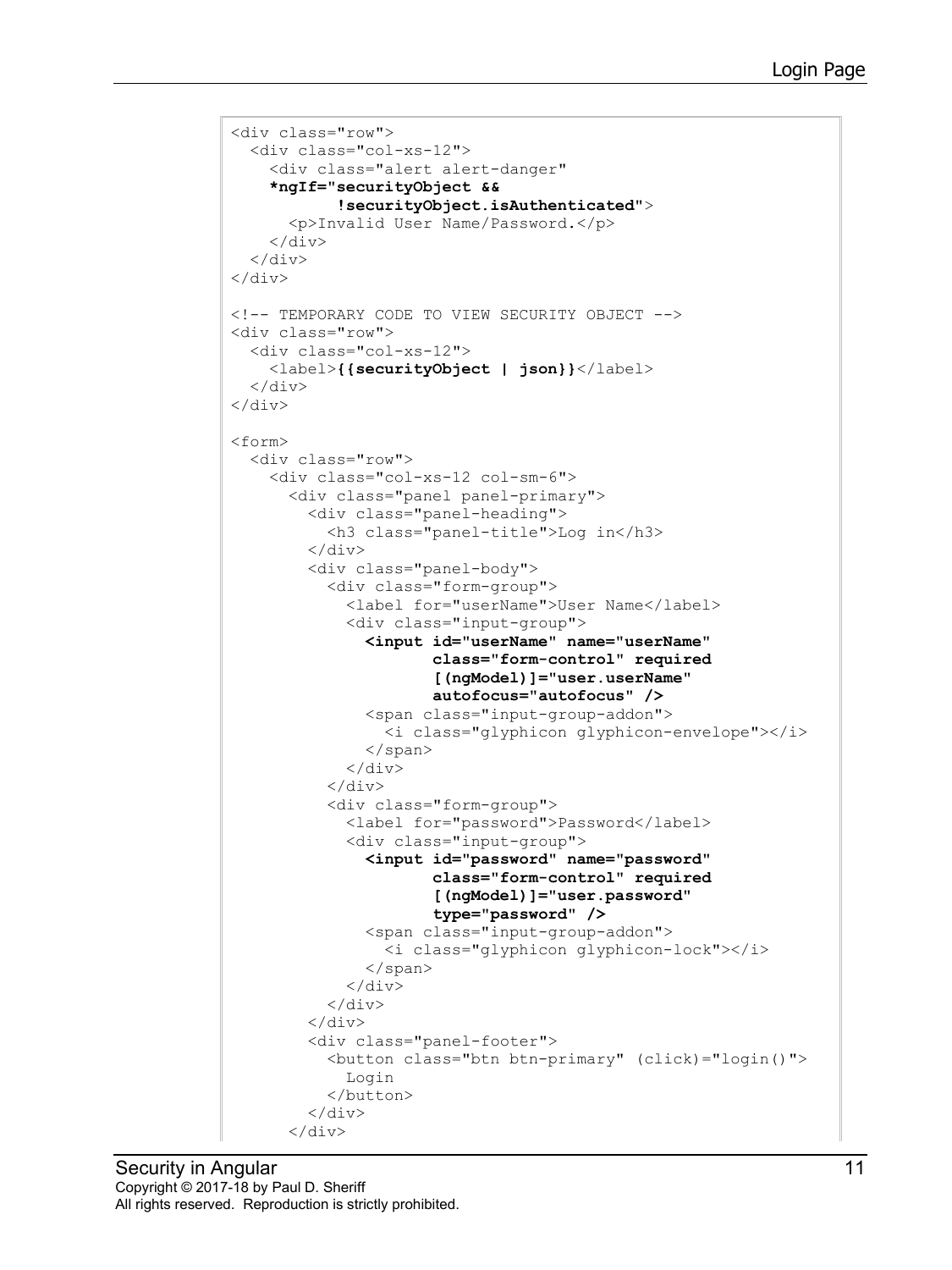```
<div class="row">
  <div class="col-xs-12">
    <div class="alert alert-danger"
    *ngIf="securityObject &&
           !securityObject.isAuthenticated">
      <p>Invalid User Name/Password.</p>
    </div>
  </div>
</div>

<!-- TEMPORARY CODE TO VIEW SECURITY OBJECT -->
<div class="row">
  <div class="col-xs-12">
    <label>{{securityObject | json}}</label>
  </div>
</div>

<form>
  <div class="row">
    <div class="col-xs-12 col-sm-6">
      <div class="panel panel-primary">
        <div class="panel-heading">
          <h3 class="panel-title">Log in</h3>
        </div>
        <div class="panel-body">
          <div class="form-group">
            <label for="userName">User Name</label>
            <div class="input-group">
              <input id="userName" name="userName"
                     class="form-control" required
                     [(ngModel)]="user.userName"
                     autofocus="autofocus" />
              <span class="input-group-addon">
                <i class="glyphicon glyphicon-envelope"></i>
              </span>
            </div>
          </div>
          <div class="form-group">
            <label for="password">Password</label>
            <div class="input-group">
              <input id="password" name="password"
                     class="form-control" required
                     [(ngModel)]="user.password"
                     type="password" />
              <span class="input-group-addon">
                <i class="glyphicon glyphicon-lock"></i>
              </span>
            </div>
          </div>
        </div>
        <div class="panel-footer">
          <button class="btn btn-primary" (click)="login()">
            Login
          </button>
        </div>
      </div>
```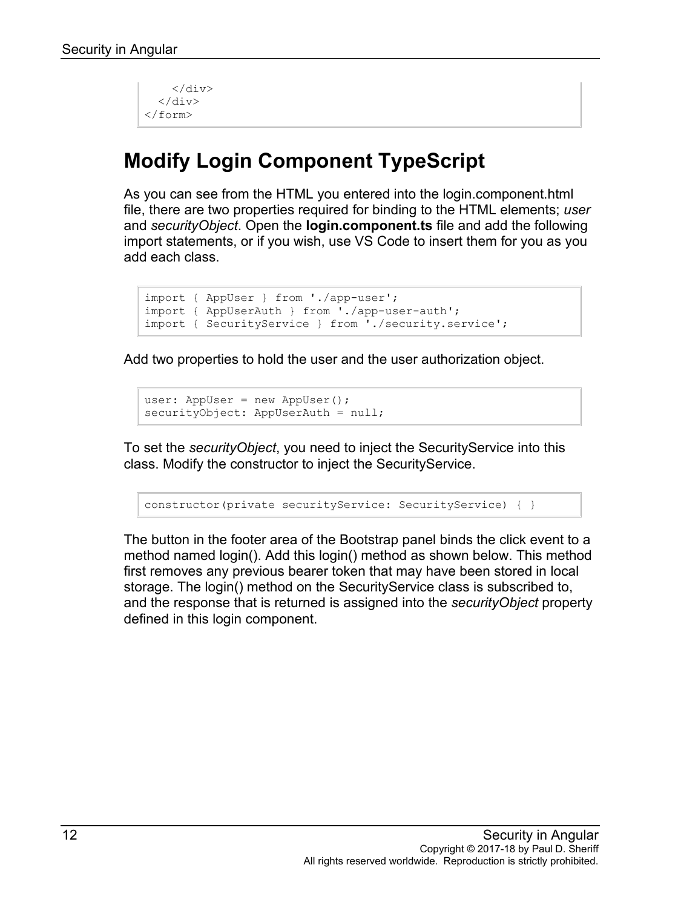```
    </div>
  </div>
</form>
```

## Modify Login Component TypeScript

As you can see from the HTML you entered into the login.component.html file, there are two properties required for binding to the HTML elements; *user* and *securityObject*. Open the **login.component.ts** file and add the following import statements, or if you wish, use VS Code to insert them for you as you add each class.

```
import { AppUser } from './app-user';
import { AppUserAuth } from './app-user-auth';
import { SecurityService } from './security.service';
```

Add two properties to hold the user and the user authorization object.

```
user: AppUser = new AppUser();
securityObject: AppUserAuth = null;
```

To set the *securityObject*, you need to inject the SecurityService into this class. Modify the constructor to inject the SecurityService.

```
constructor(private securityService: SecurityService) { }
```

The button in the footer area of the Bootstrap panel binds the click event to a method named login(). Add this login() method as shown below. This method first removes any previous bearer token that may have been stored in local storage. The login() method on the SecurityService class is subscribed to, and the response that is returned is assigned into the *securityObject* property defined in this login component.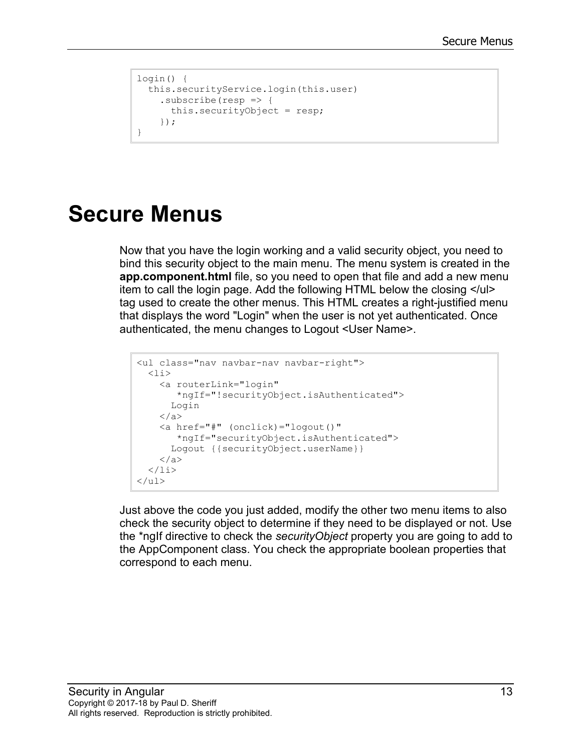```
login() {
  this.securityService.login(this.user)
    .subscribe(resp => {
      this.securityObject = resp;
    });
}
```

# Secure Menus

Now that you have the login working and a valid security object, you need to bind this security object to the main menu. The menu system is created in the **app.component.html** file, so you need to open that file and add a new menu item to call the login page. Add the following HTML below the closing </ul> tag used to create the other menus. This HTML creates a right-justified menu that displays the word "Login" when the user is not yet authenticated. Once authenticated, the menu changes to Logout <User Name>.

```
<ul class="nav navbar-nav navbar-right">
  <li>
    <a routerLink="login"
       *ngIf="!securityObject.isAuthenticated">
      Login
    </a>
    <a href="#" (onclick)="logout()"
       *ngIf="securityObject.isAuthenticated">
      Logout {{securityObject.userName}}
    </a>
  </li>
</ul>
```

Just above the code you just added, modify the other two menu items to also check the security object to determine if they need to be displayed or not. Use the *ngIf directive to check the *securityObject* property you are going to add to the AppComponent class. You check the appropriate boolean properties that correspond to each menu.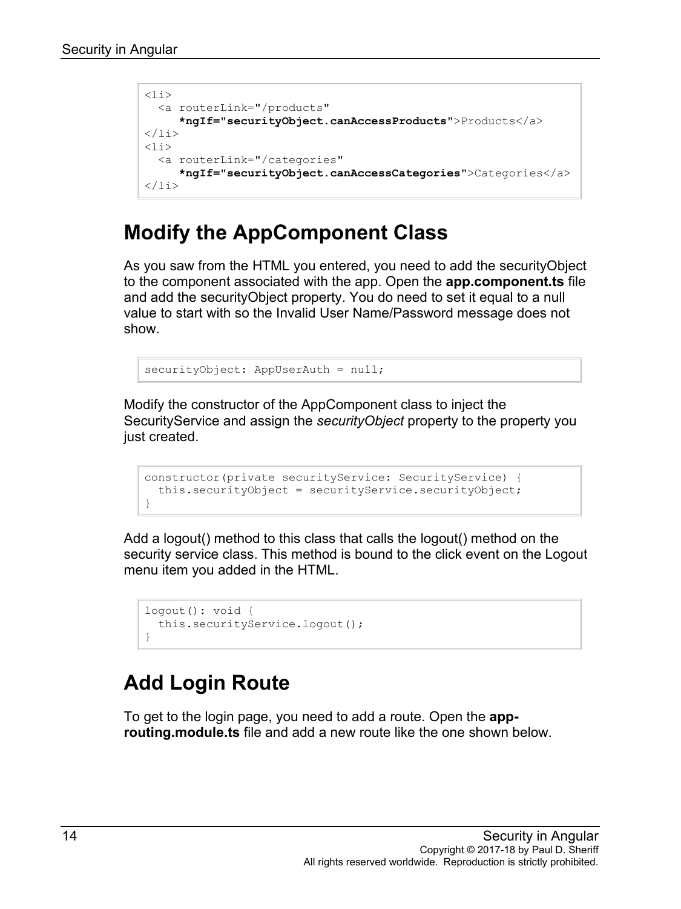```
<li>
  <a routerLink="/products"
     *ngIf="securityObject.canAccessProducts">Products</a>
</li>
<li>
  <a routerLink="/categories"
     *ngIf="securityObject.canAccessCategories">Categories</a>
</li>
```

## Modify the AppComponent Class

As you saw from the HTML you entered, you need to add the securityObject to the component associated with the app. Open the **app.component.ts** file and add the securityObject property. You do need to set it equal to a null value to start with so the Invalid User Name/Password message does not show.

```
securityObject: AppUserAuth = null;
```

Modify the constructor of the AppComponent class to inject the SecurityService and assign the *securityObject* property to the property you just created.

```
constructor(private securityService: SecurityService) {
  this.securityObject = securityService.securityObject;
}
```

Add a logout() method to this class that calls the logout() method on the security service class. This method is bound to the click event on the Logout menu item you added in the HTML.

```
logout(): void {
  this.securityService.logout();
}
```

## Add Login Route

To get to the login page, you need to add a route. Open the **app-routing.module.ts** file and add a new route like the one shown below.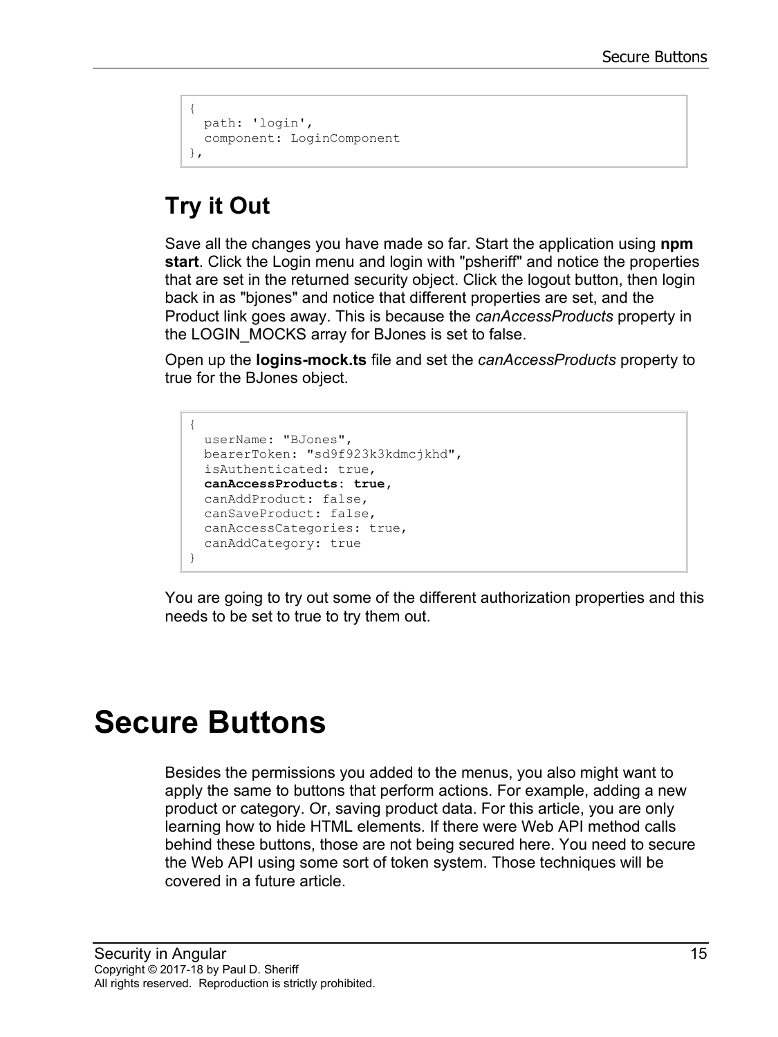```
{
  path: 'login',
  component: LoginComponent
},
```

## Try it Out

Save all the changes you have made so far. Start the application using **npm start**. Click the Login menu and login with "psheriff" and notice the properties that are set in the returned security object. Click the logout button, then login back in as "bjones" and notice that different properties are set, and the Product link goes away. This is because the *canAccessProducts* property in the LOGIN_MOCKS array for BJones is set to false.

Open up the **logins-mock.ts** file and set the *canAccessProducts* property to true for the BJones object.

```
{
  userName: "BJones",
  bearerToken: "sd9f923k3kdmcjkhd",
  isAuthenticated: true,
  canAccessProducts: true,
  canAddProduct: false,
  canSaveProduct: false,
  canAccessCategories: true,
  canAddCategory: true
}
```

You are going to try out some of the different authorization properties and this needs to be set to true to try them out.

# Secure Buttons

Besides the permissions you added to the menus, you also might want to apply the same to buttons that perform actions. For example, adding a new product or category. Or, saving product data. For this article, you are only learning how to hide HTML elements. If there were Web API method calls behind these buttons, those are not being secured here. You need to secure the Web API using some sort of token system. Those techniques will be covered in a future article.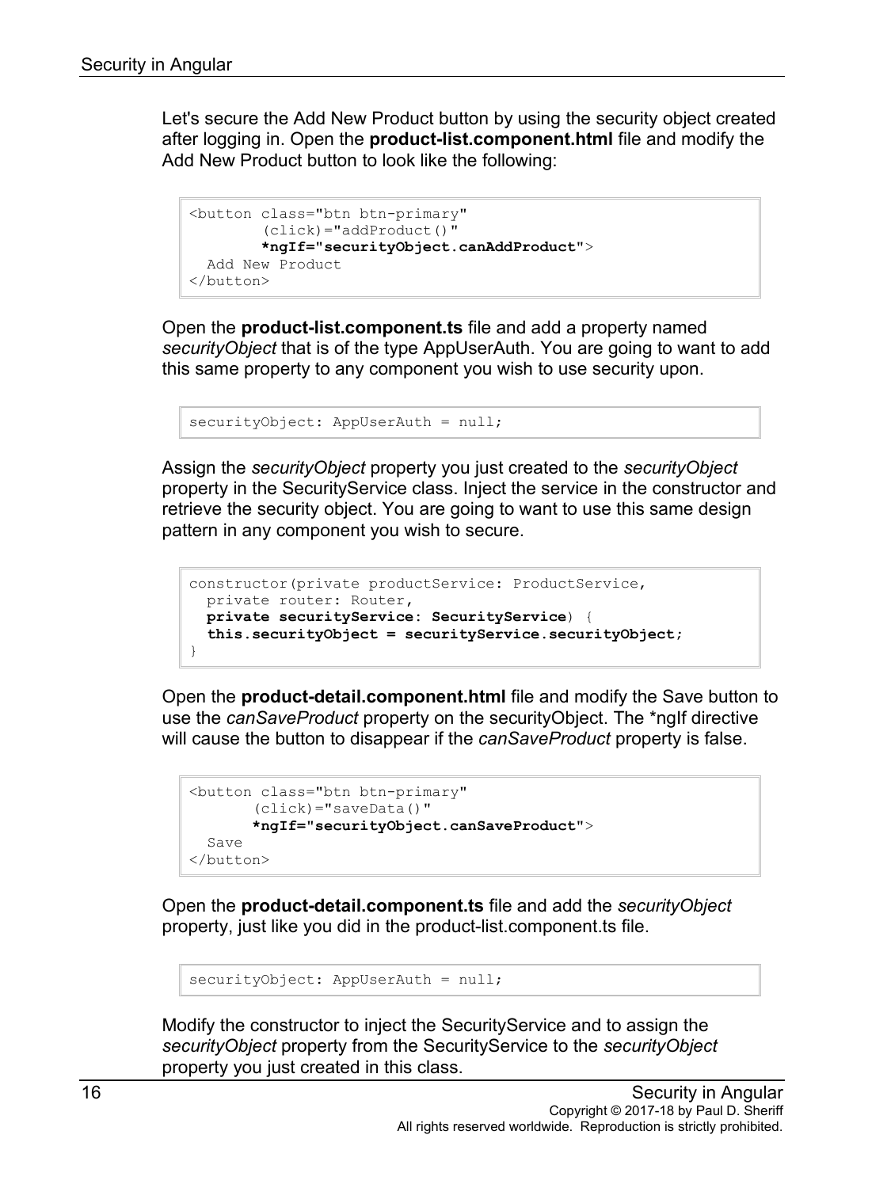Let's secure the Add New Product button by using the security object created after logging in. Open the **product-list.component.html** file and modify the Add New Product button to look like the following:

```
<button class="btn btn-primary"
        (click)="addProduct()"
        *ngIf="securityObject.canAddProduct">
  Add New Product
</button>
```

Open the **product-list.component.ts** file and add a property named *securityObject* that is of the type AppUserAuth. You are going to want to add this same property to any component you wish to use security upon.

```
securityObject: AppUserAuth = null;
```

Assign the *securityObject* property you just created to the *securityObject* property in the SecurityService class. Inject the service in the constructor and retrieve the security object. You are going to want to use this same design pattern in any component you wish to secure.

```
constructor(private productService: ProductService,
  private router: Router,
  private securityService: SecurityService) {
  this.securityObject = securityService.securityObject;
}
```

Open the **product-detail.component.html** file and modify the Save button to use the *canSaveProduct* property on the securityObject. The *ngIf directive will cause the button to disappear if the *canSaveProduct* property is false.

```
<button class="btn btn-primary"
       (click)="saveData()"
       *ngIf="securityObject.canSaveProduct">
  Save
</button>
```

Open the **product-detail.component.ts** file and add the *securityObject* property, just like you did in the product-list.component.ts file.

```
securityObject: AppUserAuth = null;
```

Modify the constructor to inject the SecurityService and to assign the *securityObject* property from the SecurityService to the *securityObject* property you just created in this class.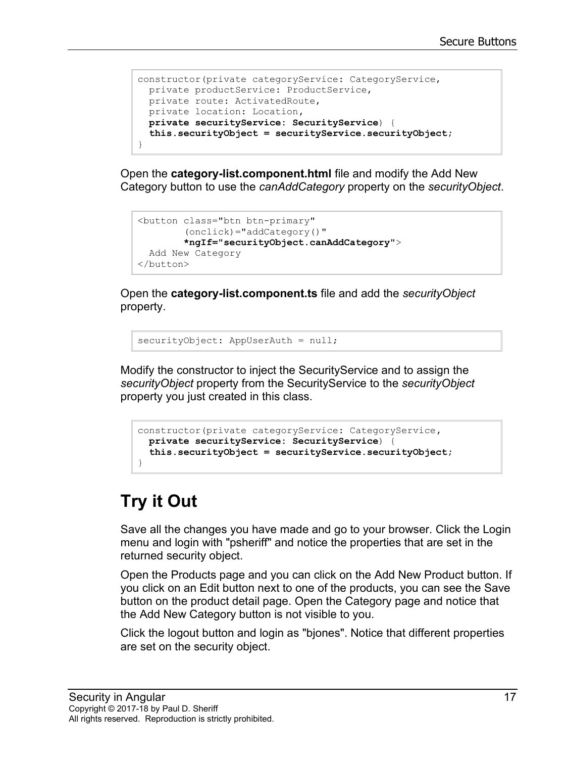```
constructor(private categoryService: CategoryService,
  private productService: ProductService,
  private route: ActivatedRoute,
  private location: Location,
  private securityService: SecurityService) {
  this.securityObject = securityService.securityObject;
}
```

Open the **category-list.component.html** file and modify the Add New Category button to use the *canAddCategory* property on the *securityObject*.

```
<button class="btn btn-primary"
        (onclick)="addCategory()"
        *ngIf="securityObject.canAddCategory">
  Add New Category
</button>
```

Open the **category-list.component.ts** file and add the *securityObject* property.

```
securityObject: AppUserAuth = null;
```

Modify the constructor to inject the SecurityService and to assign the *securityObject* property from the SecurityService to the *securityObject* property you just created in this class.

```
constructor(private categoryService: CategoryService,
  private securityService: SecurityService) {
  this.securityObject = securityService.securityObject;
}
```

# Try it Out

Save all the changes you have made and go to your browser. Click the Login menu and login with "psheriff" and notice the properties that are set in the returned security object.

Open the Products page and you can click on the Add New Product button. If you click on an Edit button next to one of the products, you can see the Save button on the product detail page. Open the Category page and notice that the Add New Category button is not visible to you.

Click the logout button and login as "bjones". Notice that different properties are set on the security object.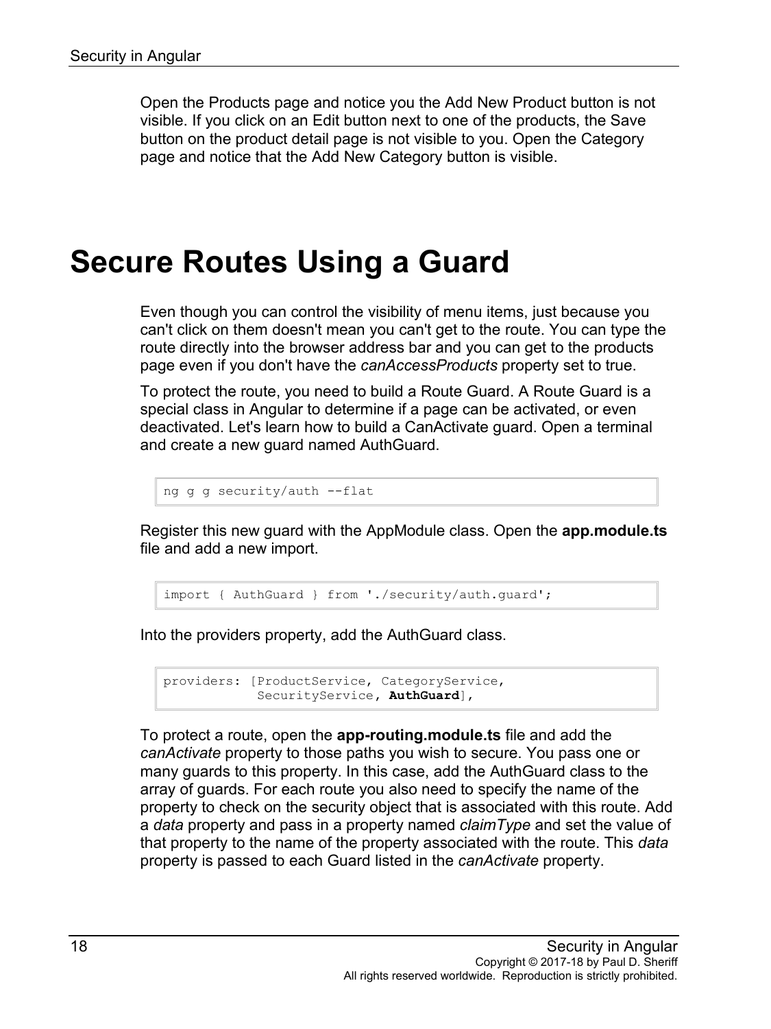Open the Products page and notice you the Add New Product button is not visible. If you click on an Edit button next to one of the products, the Save button on the product detail page is not visible to you. Open the Category page and notice that the Add New Category button is visible.

# Secure Routes Using a Guard

Even though you can control the visibility of menu items, just because you can't click on them doesn't mean you can't get to the route. You can type the route directly into the browser address bar and you can get to the products page even if you don't have the *canAccessProducts* property set to true.

To protect the route, you need to build a Route Guard. A Route Guard is a special class in Angular to determine if a page can be activated, or even deactivated. Let's learn how to build a CanActivate guard. Open a terminal and create a new guard named AuthGuard.

```
ng g g security/auth --flat
```

Register this new guard with the AppModule class. Open the **app.module.ts** file and add a new import.

```
import { AuthGuard } from './security/auth.guard';
```

Into the providers property, add the AuthGuard class.

```
providers: [ProductService, CategoryService,
            SecurityService, AuthGuard],
```

To protect a route, open the **app-routing.module.ts** file and add the *canActivate* property to those paths you wish to secure. You pass one or many guards to this property. In this case, add the AuthGuard class to the array of guards. For each route you also need to specify the name of the property to check on the security object that is associated with this route. Add a *data* property and pass in a property named *claimType* and set the value of that property to the name of the property associated with the route. This *data* property is passed to each Guard listed in the *canActivate* property.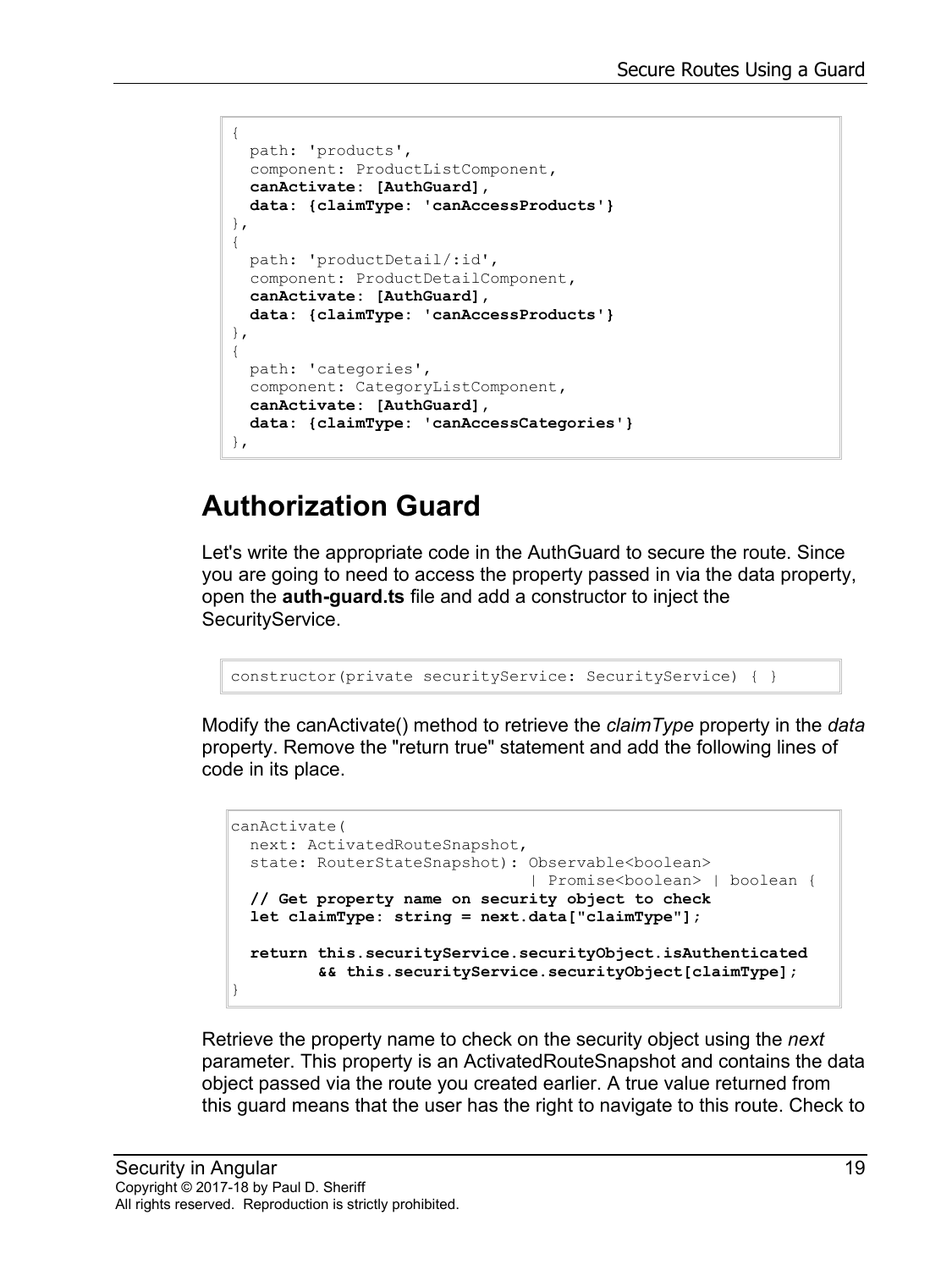```
{
  path: 'products',
  component: ProductListComponent,
  canActivate: [AuthGuard],
  data: {claimType: 'canAccessProducts'}
},
{
  path: 'productDetail/:id',
  component: ProductDetailComponent,
  canActivate: [AuthGuard],
  data: {claimType: 'canAccessProducts'}
},
{
  path: 'categories',
  component: CategoryListComponent,
  canActivate: [AuthGuard],
  data: {claimType: 'canAccessCategories'}
},
```

## Authorization Guard

Let's write the appropriate code in the AuthGuard to secure the route. Since you are going to need to access the property passed in via the data property, open the **auth-guard.ts** file and add a constructor to inject the SecurityService.

```
constructor(private securityService: SecurityService) { }
```

Modify the canActivate() method to retrieve the *claimType* property in the *data* property. Remove the "return true" statement and add the following lines of code in its place.

```
canActivate(
  next: ActivatedRouteSnapshot,
  state: RouterStateSnapshot): Observable<boolean>
                               | Promise<boolean> | boolean {
  // Get property name on security object to check
  let claimType: string = next.data["claimType"];

  return this.securityService.securityObject.isAuthenticated
         && this.securityService.securityObject[claimType];
}
```

Retrieve the property name to check on the security object using the *next* parameter. This property is an ActivatedRouteSnapshot and contains the data object passed via the route you created earlier. A true value returned from this guard means that the user has the right to navigate to this route. Check to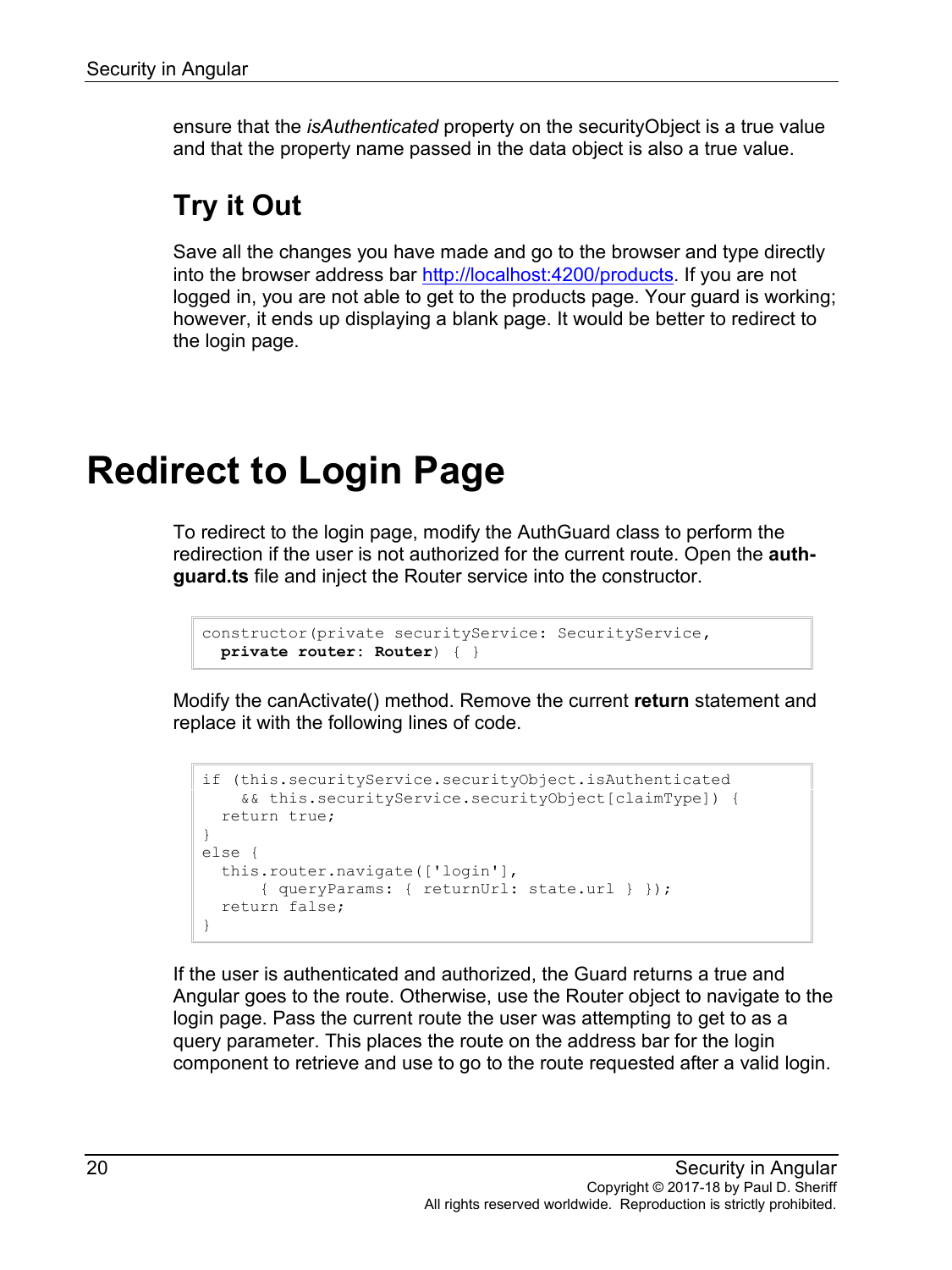ensure that the *isAuthenticated* property on the securityObject is a true value and that the property name passed in the data object is also a true value.

## Try it Out

Save all the changes you have made and go to the browser and type directly into the browser address bar http://localhost:4200/products. If you are not logged in, you are not able to get to the products page. Your guard is working; however, it ends up displaying a blank page. It would be better to redirect to the login page.

# Redirect to Login Page

To redirect to the login page, modify the AuthGuard class to perform the redirection if the user is not authorized for the current route. Open the **auth-guard.ts** file and inject the Router service into the constructor.

```
constructor(private securityService: SecurityService,
  private router: Router) { }
```

Modify the canActivate() method. Remove the current **return** statement and replace it with the following lines of code.

```
if (this.securityService.securityObject.isAuthenticated
    && this.securityService.securityObject[claimType]) {
  return true;
}
else {
  this.router.navigate(['login'],
      { queryParams: { returnUrl: state.url } });
  return false;
}
```

If the user is authenticated and authorized, the Guard returns a true and Angular goes to the route. Otherwise, use the Router object to navigate to the login page. Pass the current route the user was attempting to get to as a query parameter. This places the route on the address bar for the login component to retrieve and use to go to the route requested after a valid login.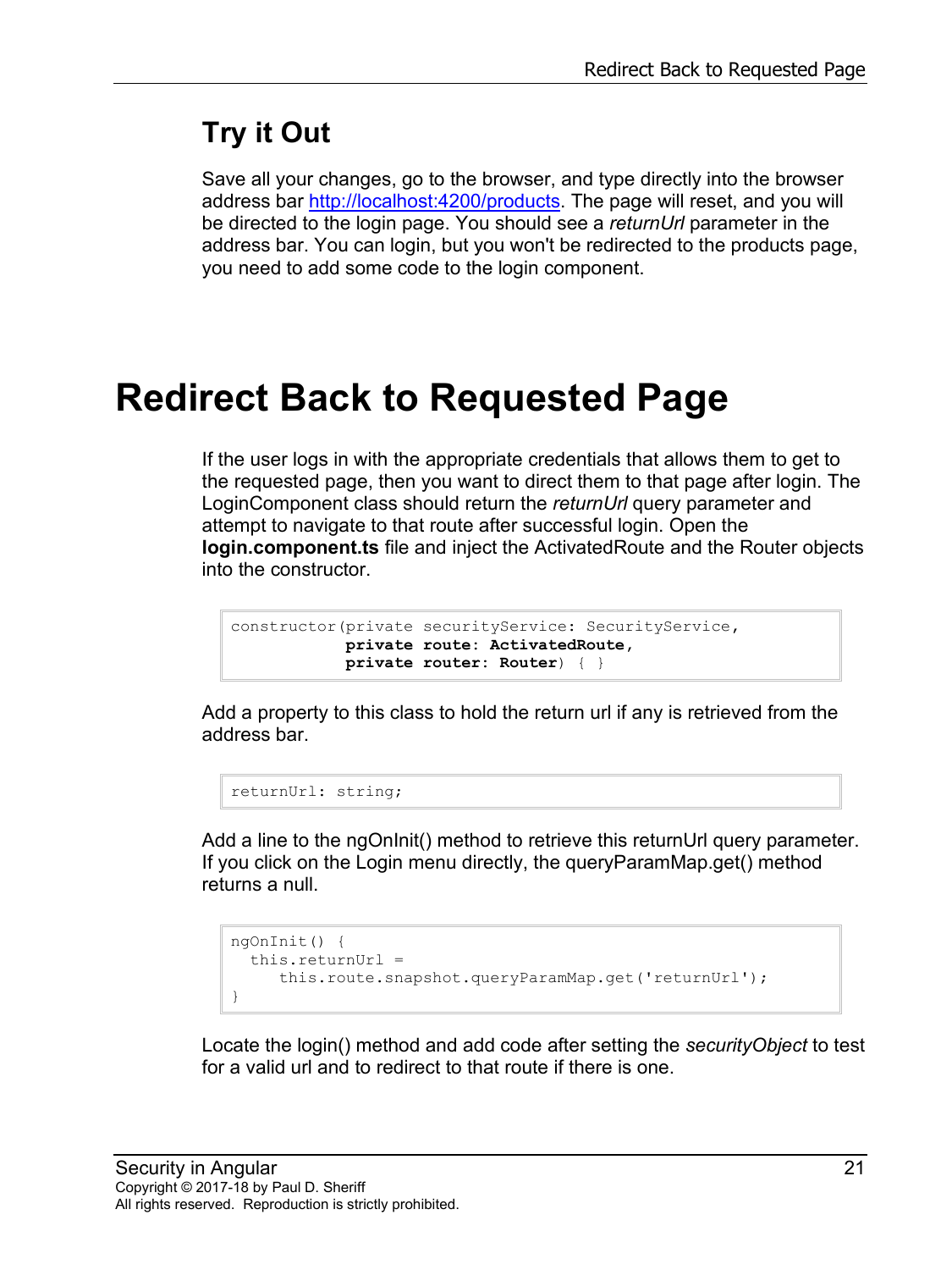## Try it Out

Save all your changes, go to the browser, and type directly into the browser address bar [http://localhost:4200/products](http://localhost:4200/products). The page will reset, and you will be directed to the login page. You should see a *returnUrl* parameter in the address bar. You can login, but you won't be redirected to the products page, you need to add some code to the login component.

# Redirect Back to Requested Page

If the user logs in with the appropriate credentials that allows them to get to the requested page, then you want to direct them to that page after login. The LoginComponent class should return the *returnUrl* query parameter and attempt to navigate to that route after successful login. Open the **login.component.ts** file and inject the ActivatedRoute and the Router objects into the constructor.

```
constructor(private securityService: SecurityService,
            private route: ActivatedRoute,
            private router: Router) { }
```

Add a property to this class to hold the return url if any is retrieved from the address bar.

```
returnUrl: string;
```

Add a line to the ngOnInit() method to retrieve this returnUrl query parameter. If you click on the Login menu directly, the queryParamMap.get() method returns a null.

```
ngOnInit() {
  this.returnUrl =
     this.route.snapshot.queryParamMap.get('returnUrl');
}
```

Locate the login() method and add code after setting the *securityObject* to test for a valid url and to redirect to that route if there is one.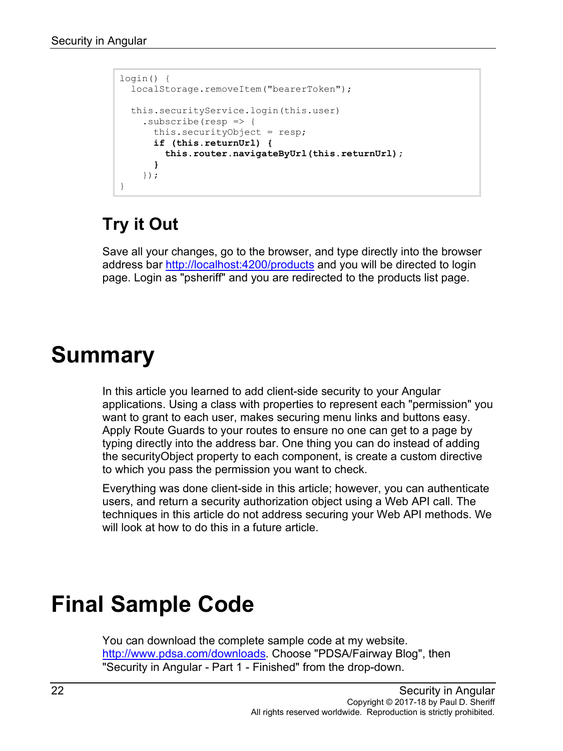```
login() {
  localStorage.removeItem("bearerToken");

  this.securityService.login(this.user)
    .subscribe(resp => {
      this.securityObject = resp;
      if (this.returnUrl) {
        this.router.navigateByUrl(this.returnUrl);
      }
    });
}
```

## Try it Out

Save all your changes, go to the browser, and type directly into the browser address bar http://localhost:4200/products and you will be directed to login page. Login as "psheriff" and you are redirected to the products list page.

# Summary

In this article you learned to add client-side security to your Angular applications. Using a class with properties to represent each "permission" you want to grant to each user, makes securing menu links and buttons easy. Apply Route Guards to your routes to ensure no one can get to a page by typing directly into the address bar. One thing you can do instead of adding the securityObject property to each component, is create a custom directive to which you pass the permission you want to check.

Everything was done client-side in this article; however, you can authenticate users, and return a security authorization object using a Web API call. The techniques in this article do not address securing your Web API methods. We will look at how to do this in a future article.

# Final Sample Code

You can download the complete sample code at my website. http://www.pdsa.com/downloads. Choose "PDSA/Fairway Blog", then "Security in Angular - Part 1 - Finished" from the drop-down.